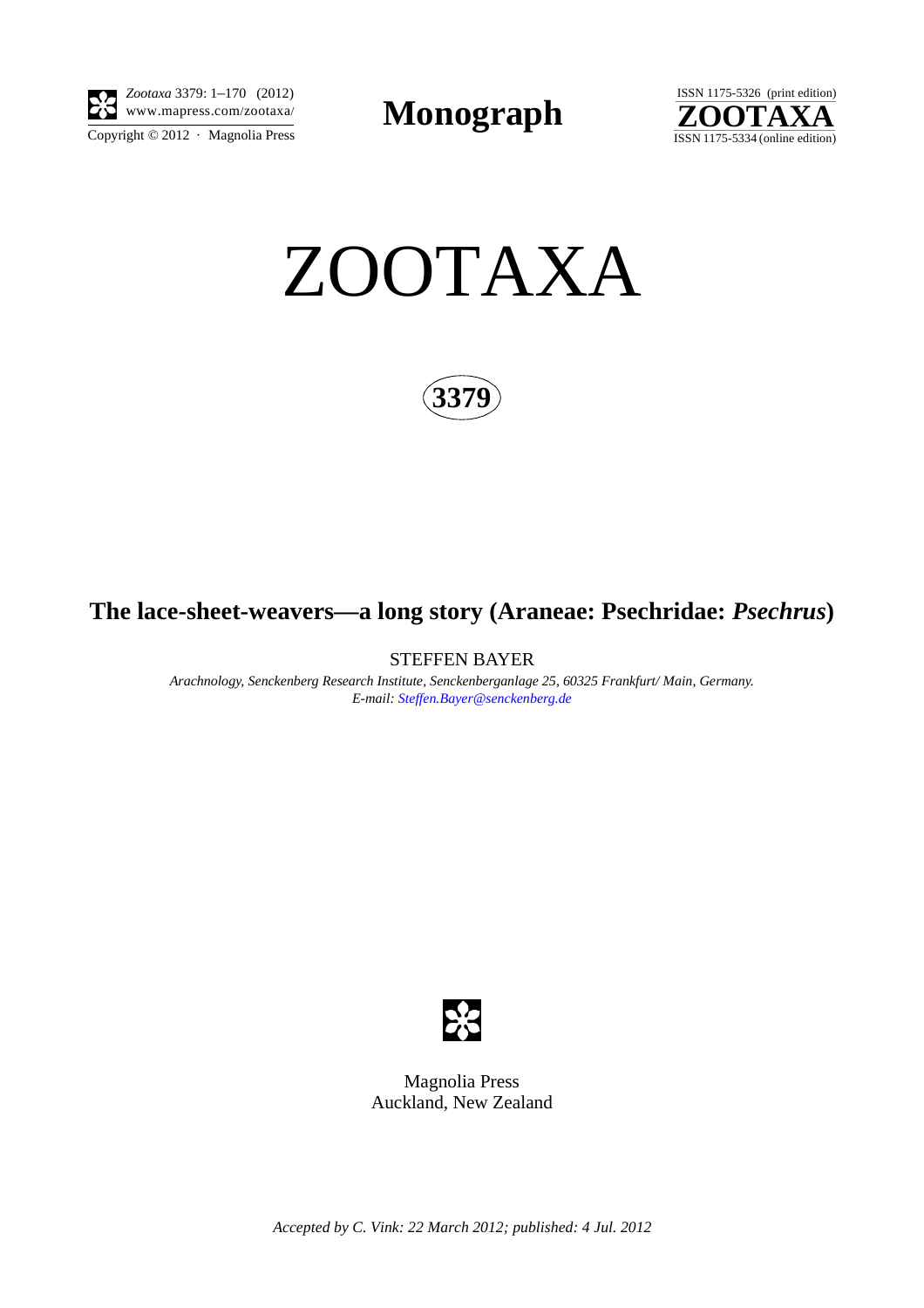# ZOOTAXA

**3379**

## The lace-sheet-weavers—a long story (Araneae: Psechridae: *Psechrus*)

STEFFEN BAYER

*Arachnology, Senckenberg Research Institute, Senckenberganlage 25, 60325 Frankfurt/ Main, Germany.*
*E-mail: Steffen.Bayer@senckenberg.de*

Magnolia Press
Auckland, New Zealand

*Accepted by C. Vink: 22 March 2012; published: 4 Jul. 2012*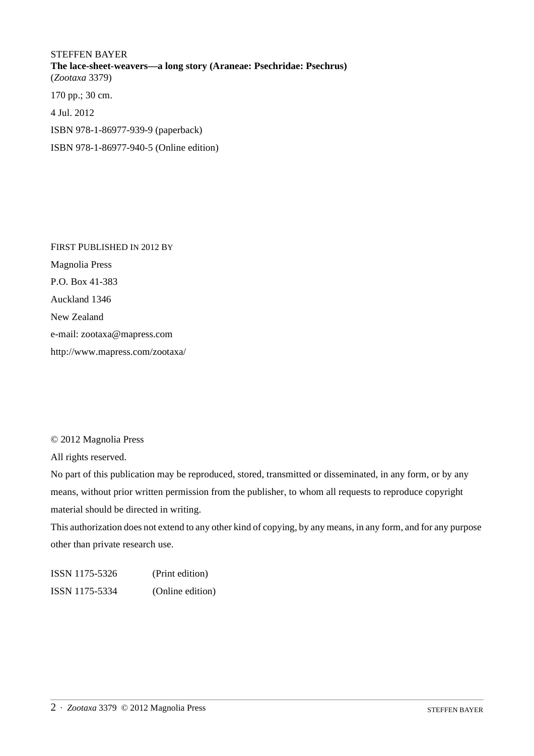STEFFEN BAYER

**The lace-sheet-weavers—a long story (Araneae: Psechridae: Psechrus)**

(*Zootaxa* 3379)

170 pp.; 30 cm.

4 Jul. 2012

ISBN 978-1-86977-939-9 (paperback)

ISBN 978-1-86977-940-5 (Online edition)

FIRST PUBLISHED IN 2012 BY

Magnolia Press

P.O. Box 41-383

Auckland 1346

New Zealand

e-mail: zootaxa@mapress.com

http://www.mapress.com/zootaxa/

© 2012 Magnolia Press

All rights reserved.

No part of this publication may be reproduced, stored, transmitted or disseminated, in any form, or by any means, without prior written permission from the publisher, to whom all requests to reproduce copyright material should be directed in writing.

This authorization does not extend to any other kind of copying, by any means, in any form, and for any purpose other than private research use.

ISSN 1175-5326 (Print edition)

ISSN 1175-5334 (Online edition)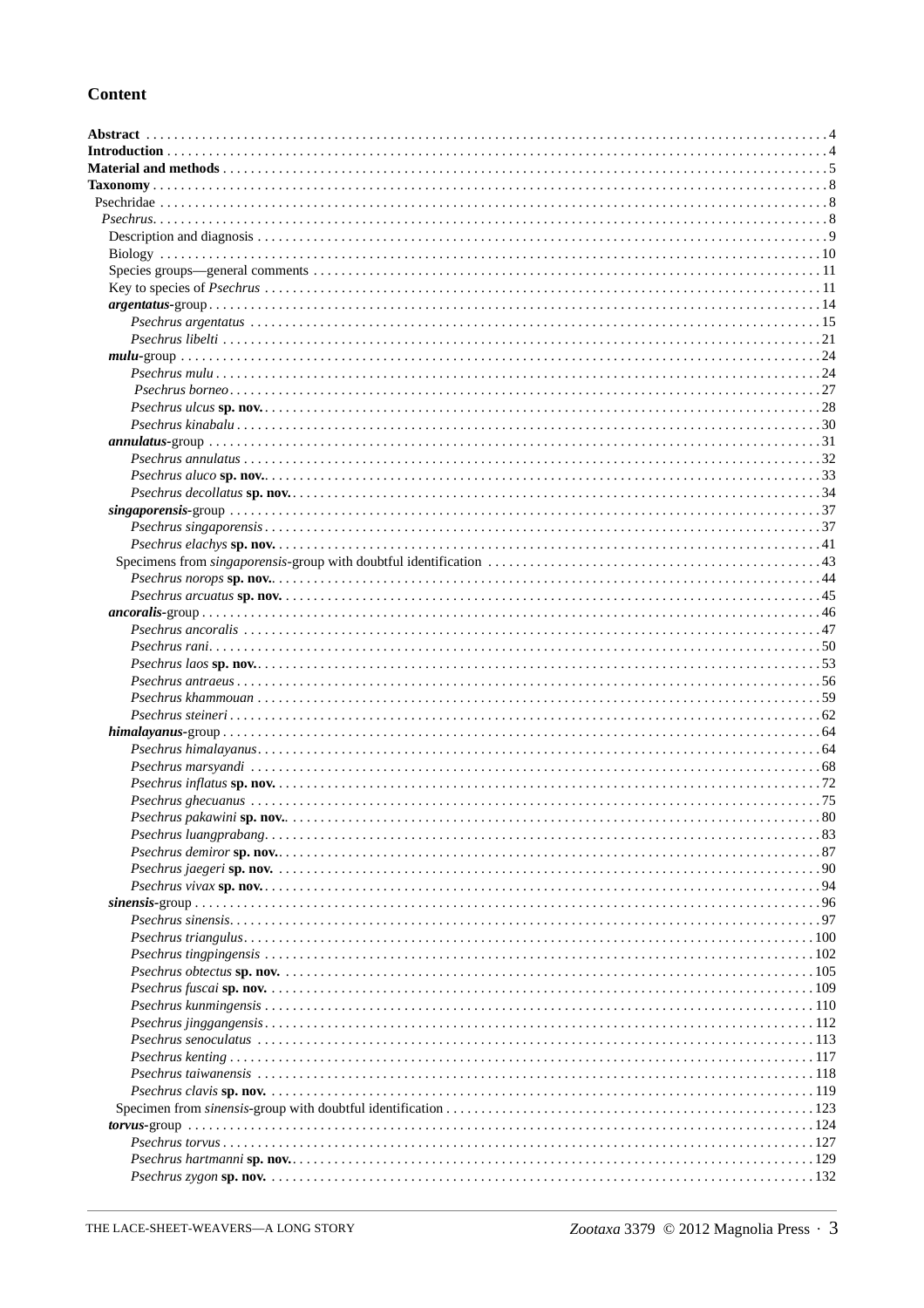## Content

**Abstract** 4
**Introduction** 4
**Material and methods** 5
**Taxonomy** 8
Psechridae 8
*Psechrus* 8
Description and diagnosis 9
Biology 10
Species groups—general comments 11
Key to species of *Psechrus* 11
***argentatus*-group** 14
*Psechrus argentatus* 15
*Psechrus libelti* 21
***mulu*-group** 24
*Psechrus mulu* 24
*Psechrus borneo* 27
*Psechrus ulcus* **sp. nov.** 28
*Psechrus kinabalu* 30
***annulatus*-group** 31
*Psechrus annulatus* 32
*Psechrus aluco* **sp. nov.** 33
*Psechrus decollatus* **sp. nov.** 34
***singaporensis*-group** 37
*Psechrus singaporensis* 37
*Psechrus elachys* **sp. nov.** 41
Specimens from *singaporensis*-group with doubtful identification 43
*Psechrus norops* **sp. nov.** 44
*Psechrus arcuatus* **sp. nov.** 45
***ancoralis*-group** 46
*Psechrus ancoralis* 47
*Psechrus rani* 50
*Psechrus laos* **sp. nov.** 53
*Psechrus antraeus* 56
*Psechrus khammouan* 59
*Psechrus steineri* 62
***himalayanus*-group** 64
*Psechrus himalayanus* 64
*Psechrus marsyandi* 68
*Psechrus inflatus* **sp. nov.** 72
*Psechrus ghecuanus* 75
*Psechrus pakawini* **sp. nov.** 80
*Psechrus luangprabang* 83
*Psechrus demiror* **sp. nov.** 87
*Psechrus jaegeri* **sp. nov.** 90
*Psechrus vivax* **sp. nov.** 94
***sinensis*-group** 96
*Psechrus sinensis* 97
*Psechrus triangulus* 100
*Psechrus tingpingensis* 102
*Psechrus obtectus* **sp. nov.** 105
*Psechrus fuscai* **sp. nov.** 109
*Psechrus kunmingensis* 110
*Psechrus jinggangensis* 112
*Psechrus senoculatus* 113
*Psechrus kenting* 117
*Psechrus taiwanensis* 118
*Psechrus clavis* **sp. nov.** 119
Specimen from *sinensis*-group with doubtful identification 123
***torvus*-group** 124
*Psechrus torvus* 127
*Psechrus hartmanni* **sp. nov.** 129
*Psechrus zygon* **sp. nov.** 132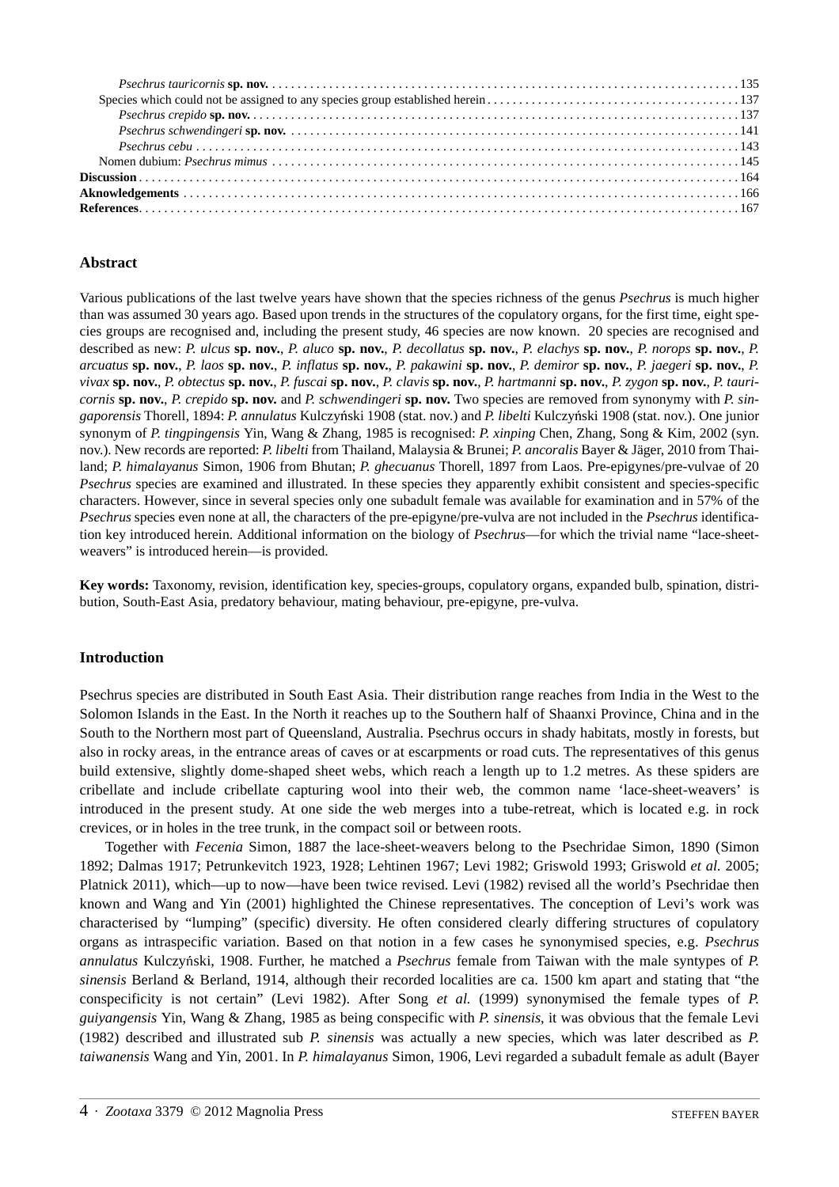*Psechrus tauricornis* **sp. nov.** ........ 135

Species which could not be assigned to any species group established herein ........ 137

*Psechrus crepido* **sp. nov.** ........ 137

*Psechrus schwendingeri* **sp. nov.** ........ 141

*Psechrus cebu* ........ 143

Nomen dubium: *Psechrus mimus* ........ 145

**Discussion** ........ 164

**Aknowledgements** ........ 166

**References** ........ 167

## Abstract

Various publications of the last twelve years have shown that the species richness of the genus *Psechrus* is much higher than was assumed 30 years ago. Based upon trends in the structures of the copulatory organs, for the first time, eight species groups are recognised and, including the present study, 46 species are now known. 20 species are recognised and described as new: *P. ulcus* **sp. nov.**, *P. aluco* **sp. nov.**, *P. decollatus* **sp. nov.**, *P. elachys* **sp. nov.**, *P. norops* **sp. nov.**, *P. arcuatus* **sp. nov.**, *P. laos* **sp. nov.**, *P. inflatus* **sp. nov.**, *P. pakawini* **sp. nov.**, *P. demiror* **sp. nov.**, *P. jaegeri* **sp. nov.**, *P. vivax* **sp. nov.**, *P. obtectus* **sp. nov.**, *P. fuscai* **sp. nov.**, *P. clavis* **sp. nov.**, *P. hartmanni* **sp. nov.**, *P. zygon* **sp. nov.**, *P. tauricornis* **sp. nov.**, *P. crepido* **sp. nov.** and *P. schwendingeri* **sp. nov.** Two species are removed from synonymy with *P. singaporensis* Thorell, 1894: *P. annulatus* Kulczyński 1908 (stat. nov.) and *P. libelti* Kulczyński 1908 (stat. nov.). One junior synonym of *P. tingpingensis* Yin, Wang & Zhang, 1985 is recognised: *P. xinping* Chen, Zhang, Song & Kim, 2002 (syn. nov.). New records are reported: *P. libelti* from Thailand, Malaysia & Brunei; *P. ancoralis* Bayer & Jäger, 2010 from Thailand; *P. himalayanus* Simon, 1906 from Bhutan; *P. ghecuanus* Thorell, 1897 from Laos. Pre-epigynes/pre-vulvae of 20 *Psechrus* species are examined and illustrated. In these species they apparently exhibit consistent and species-specific characters. However, since in several species only one subadult female was available for examination and in 57% of the *Psechrus* species even none at all, the characters of the pre-epigyne/pre-vulva are not included in the *Psechrus* identification key introduced herein. Additional information on the biology of *Psechrus*—for which the trivial name "lace-sheet-weavers" is introduced herein—is provided.

**Key words:** Taxonomy, revision, identification key, species-groups, copulatory organs, expanded bulb, spination, distribution, South-East Asia, predatory behaviour, mating behaviour, pre-epigyne, pre-vulva.

## Introduction

Psechrus species are distributed in South East Asia. Their distribution range reaches from India in the West to the Solomon Islands in the East. In the North it reaches up to the Southern half of Shaanxi Province, China and in the South to the Northern most part of Queensland, Australia. Psechrus occurs in shady habitats, mostly in forests, but also in rocky areas, in the entrance areas of caves or at escarpments or road cuts. The representatives of this genus build extensive, slightly dome-shaped sheet webs, which reach a length up to 1.2 metres. As these spiders are cribellate and include cribellate capturing wool into their web, the common name 'lace-sheet-weavers' is introduced in the present study. At one side the web merges into a tube-retreat, which is located e.g. in rock crevices, or in holes in the tree trunk, in the compact soil or between roots.

Together with *Fecenia* Simon, 1887 the lace-sheet-weavers belong to the Psechridae Simon, 1890 (Simon 1892; Dalmas 1917; Petrunkevitch 1923, 1928; Lehtinen 1967; Levi 1982; Griswold 1993; Griswold *et al.* 2005; Platnick 2011), which—up to now—have been twice revised. Levi (1982) revised all the world's Psechridae then known and Wang and Yin (2001) highlighted the Chinese representatives. The conception of Levi's work was characterised by "lumping" (specific) diversity. He often considered clearly differing structures of copulatory organs as intraspecific variation. Based on that notion in a few cases he synonymised species, e.g. *Psechrus annulatus* Kulczyński, 1908. Further, he matched a *Psechrus* female from Taiwan with the male syntypes of *P. sinensis* Berland & Berland, 1914, although their recorded localities are ca. 1500 km apart and stating that "the conspecificity is not certain" (Levi 1982). After Song *et al.* (1999) synonymised the female types of *P. guiyangensis* Yin, Wang & Zhang, 1985 as being conspecific with *P. sinensis*, it was obvious that the female Levi (1982) described and illustrated sub *P. sinensis* was actually a new species, which was later described as *P. taiwanensis* Wang and Yin, 2001. In *P. himalayanus* Simon, 1906, Levi regarded a subadult female as adult (Bayer